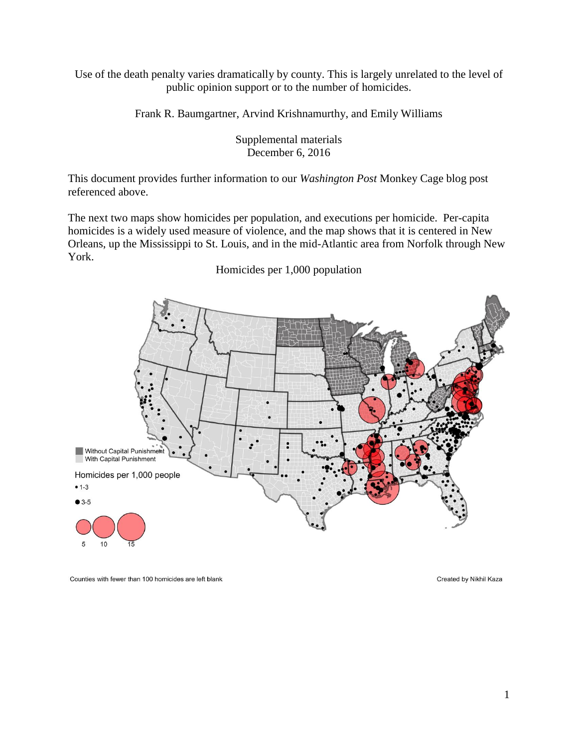Use of the death penalty varies dramatically by county. This is largely unrelated to the level of public opinion support or to the number of homicides.

Frank R. Baumgartner, Arvind Krishnamurthy, and Emily Williams

Supplemental materials
December 6, 2016

This document provides further information to our *Washington Post* Monkey Cage blog post referenced above.

The next two maps show homicides per population, and executions per homicide. Per-capita homicides is a widely used measure of violence, and the map shows that it is centered in New Orleans, up the Mississippi to St. Louis, and in the mid-Atlantic area from Norfolk through New York.

Homicides per 1,000 population

Without Capital Punishment
With Capital Punishment

Homicides per 1,000 people
- 1-3
- 3-5
- 5, 10, 15

Counties with fewer than 100 homicides are left blank

Created by Nikhil Kaza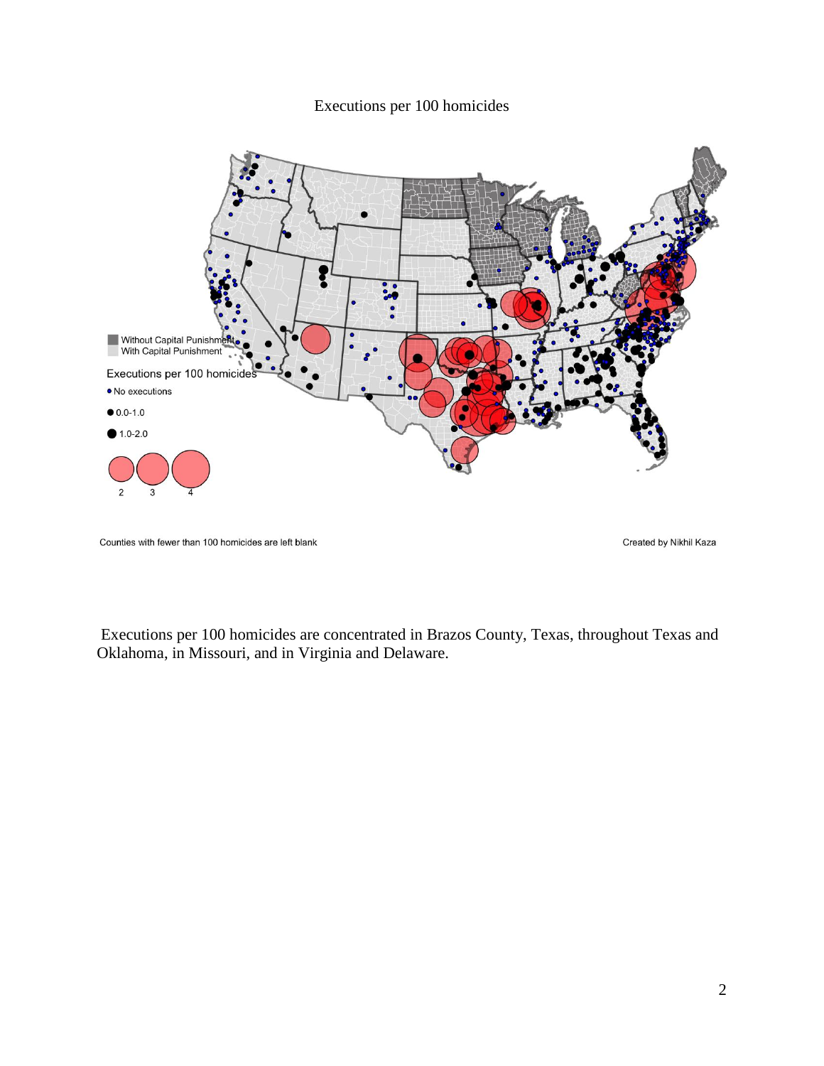Executions per 100 homicides

Counties with fewer than 100 homicides are left blank

Created by Nikhil Kaza

Executions per 100 homicides are concentrated in Brazos County, Texas, throughout Texas and Oklahoma, in Missouri, and in Virginia and Delaware.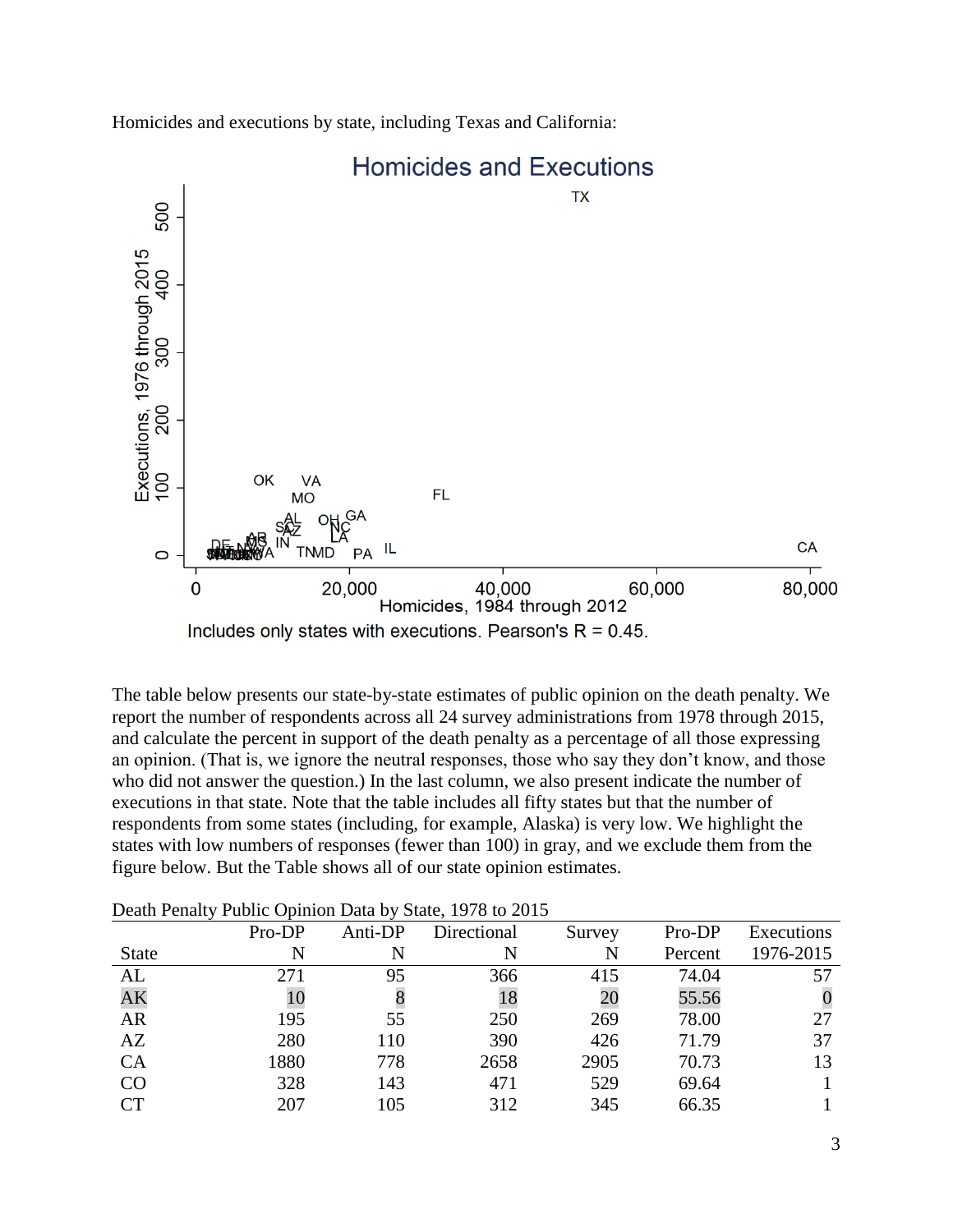Homicides and executions by state, including Texas and California:

The table below presents our state-by-state estimates of public opinion on the death penalty. We report the number of respondents across all 24 survey administrations from 1978 through 2015, and calculate the percent in support of the death penalty as a percentage of all those expressing an opinion. (That is, we ignore the neutral responses, those who say they don't know, and those who did not answer the question.) In the last column, we also present indicate the number of executions in that state. Note that the table includes all fifty states but that the number of respondents from some states (including, for example, Alaska) is very low. We highlight the states with low numbers of responses (fewer than 100) in gray, and we exclude them from the figure below. But the Table shows all of our state opinion estimates.

Death Penalty Public Opinion Data by State, 1978 to 2015

| State | Pro-DP N | Anti-DP N | Directional N | Survey N | Pro-DP Percent | Executions 1976-2015 |
|---|---|---|---|---|---|---|
| AL | 271 | 95 | 366 | 415 | 74.04 | 57 |
| AK | 10 | 8 | 18 | 20 | 55.56 | 0 |
| AR | 195 | 55 | 250 | 269 | 78.00 | 27 |
| AZ | 280 | 110 | 390 | 426 | 71.79 | 37 |
| CA | 1880 | 778 | 2658 | 2905 | 70.73 | 13 |
| CO | 328 | 143 | 471 | 529 | 69.64 | 1 |
| CT | 207 | 105 | 312 | 345 | 66.35 | 1 |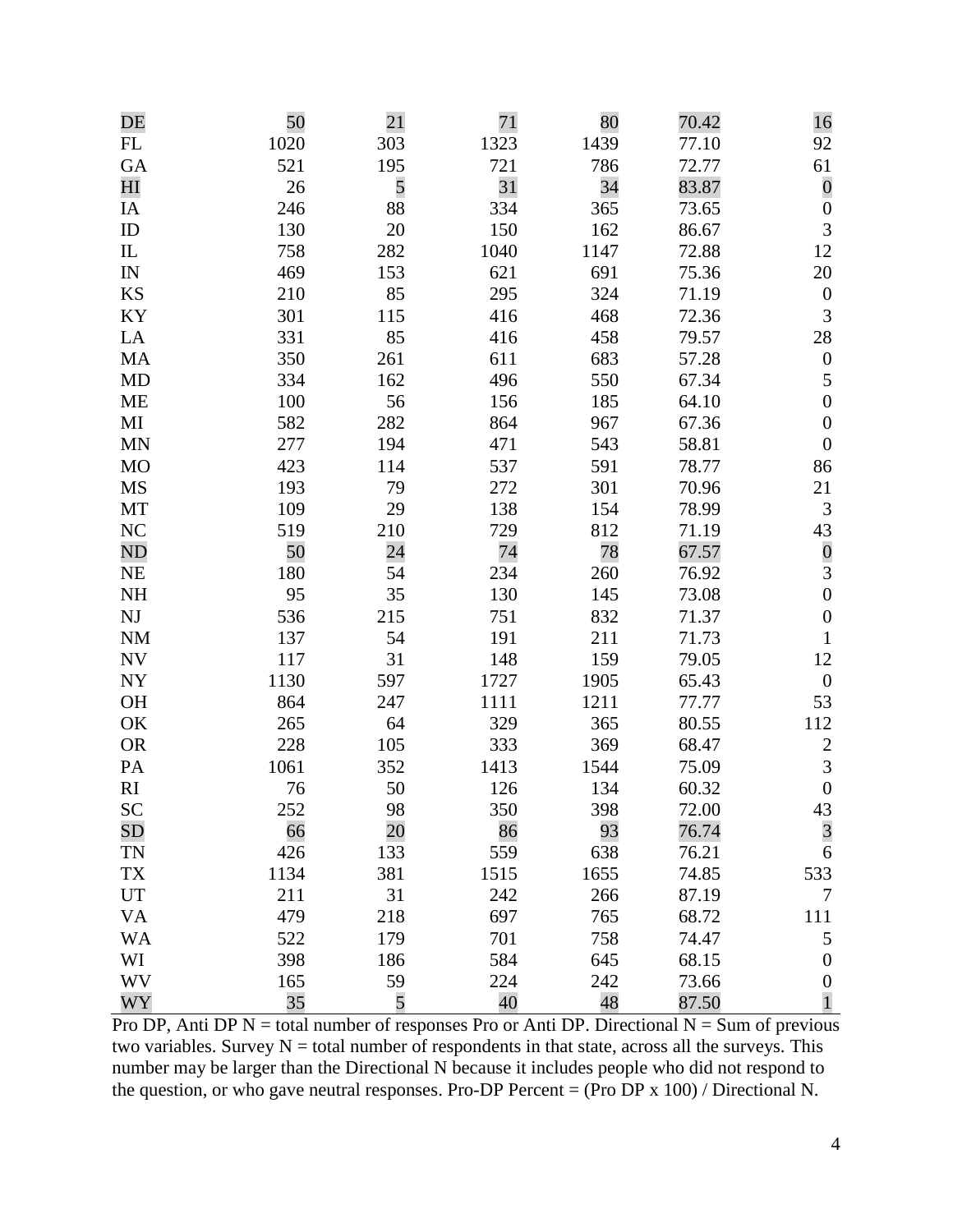| | | | | | | |
|---|---|---|---|---|---|---|
| DE | 50 | 21 | 71 | 80 | 70.42 | 16 |
| FL | 1020 | 303 | 1323 | 1439 | 77.10 | 92 |
| GA | 521 | 195 | 721 | 786 | 72.77 | 61 |
| HI | 26 | 5 | 31 | 34 | 83.87 | 0 |
| IA | 246 | 88 | 334 | 365 | 73.65 | 0 |
| ID | 130 | 20 | 150 | 162 | 86.67 | 3 |
| IL | 758 | 282 | 1040 | 1147 | 72.88 | 12 |
| IN | 469 | 153 | 621 | 691 | 75.36 | 20 |
| KS | 210 | 85 | 295 | 324 | 71.19 | 0 |
| KY | 301 | 115 | 416 | 468 | 72.36 | 3 |
| LA | 331 | 85 | 416 | 458 | 79.57 | 28 |
| MA | 350 | 261 | 611 | 683 | 57.28 | 0 |
| MD | 334 | 162 | 496 | 550 | 67.34 | 5 |
| ME | 100 | 56 | 156 | 185 | 64.10 | 0 |
| MI | 582 | 282 | 864 | 967 | 67.36 | 0 |
| MN | 277 | 194 | 471 | 543 | 58.81 | 0 |
| MO | 423 | 114 | 537 | 591 | 78.77 | 86 |
| MS | 193 | 79 | 272 | 301 | 70.96 | 21 |
| MT | 109 | 29 | 138 | 154 | 78.99 | 3 |
| NC | 519 | 210 | 729 | 812 | 71.19 | 43 |
| ND | 50 | 24 | 74 | 78 | 67.57 | 0 |
| NE | 180 | 54 | 234 | 260 | 76.92 | 3 |
| NH | 95 | 35 | 130 | 145 | 73.08 | 0 |
| NJ | 536 | 215 | 751 | 832 | 71.37 | 0 |
| NM | 137 | 54 | 191 | 211 | 71.73 | 1 |
| NV | 117 | 31 | 148 | 159 | 79.05 | 12 |
| NY | 1130 | 597 | 1727 | 1905 | 65.43 | 0 |
| OH | 864 | 247 | 1111 | 1211 | 77.77 | 53 |
| OK | 265 | 64 | 329 | 365 | 80.55 | 112 |
| OR | 228 | 105 | 333 | 369 | 68.47 | 2 |
| PA | 1061 | 352 | 1413 | 1544 | 75.09 | 3 |
| RI | 76 | 50 | 126 | 134 | 60.32 | 0 |
| SC | 252 | 98 | 350 | 398 | 72.00 | 43 |
| SD | 66 | 20 | 86 | 93 | 76.74 | 3 |
| TN | 426 | 133 | 559 | 638 | 76.21 | 6 |
| TX | 1134 | 381 | 1515 | 1655 | 74.85 | 533 |
| UT | 211 | 31 | 242 | 266 | 87.19 | 7 |
| VA | 479 | 218 | 697 | 765 | 68.72 | 111 |
| WA | 522 | 179 | 701 | 758 | 74.47 | 5 |
| WI | 398 | 186 | 584 | 645 | 68.15 | 0 |
| WV | 165 | 59 | 224 | 242 | 73.66 | 0 |
| WY | 35 | 5 | 40 | 48 | 87.50 | 1 |

Pro DP, Anti DP N = total number of responses Pro or Anti DP. Directional N = Sum of previous two variables. Survey N = total number of respondents in that state, across all the surveys. This number may be larger than the Directional N because it includes people who did not respond to the question, or who gave neutral responses. Pro-DP Percent = (Pro DP x 100) / Directional N.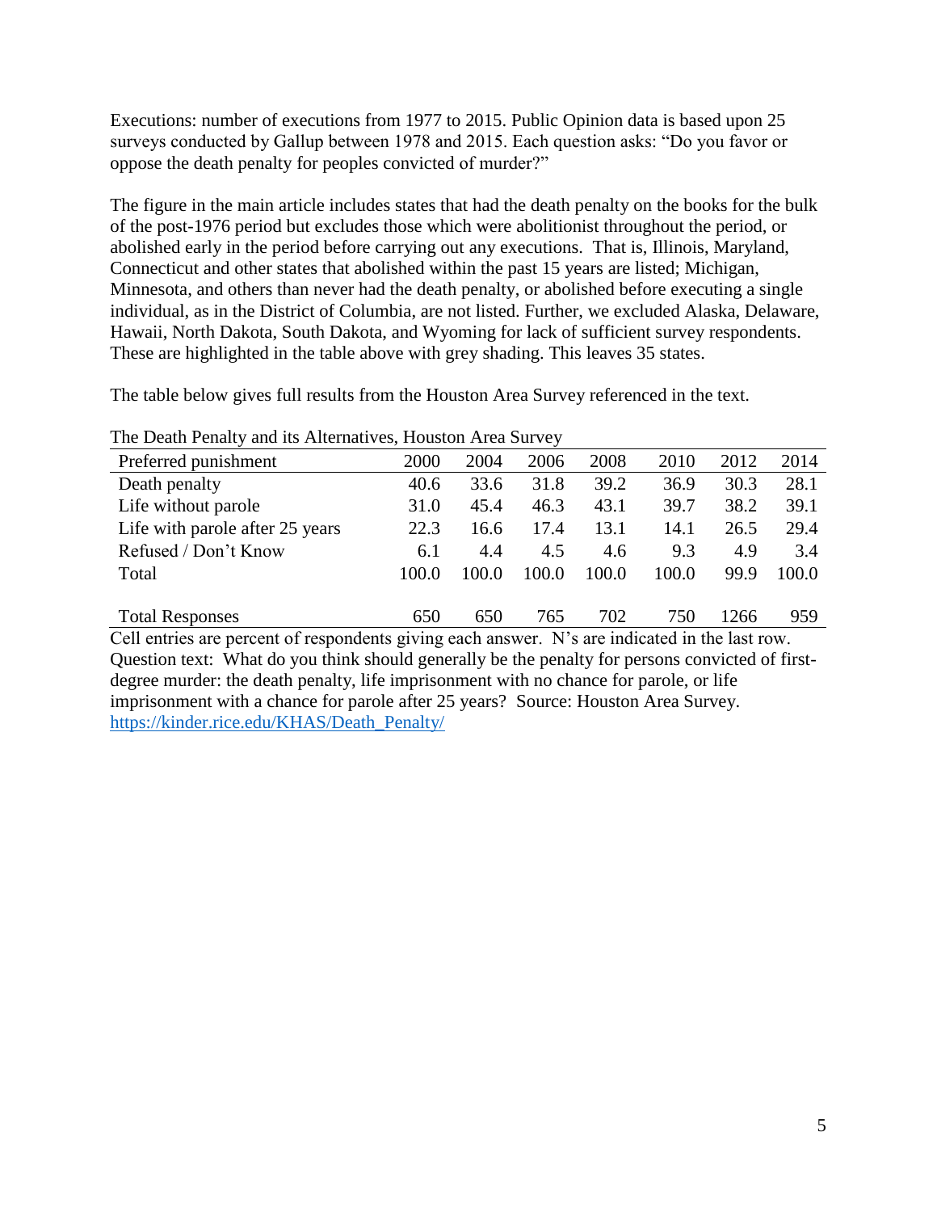Executions: number of executions from 1977 to 2015. Public Opinion data is based upon 25 surveys conducted by Gallup between 1978 and 2015. Each question asks: "Do you favor or oppose the death penalty for peoples convicted of murder?"

The figure in the main article includes states that had the death penalty on the books for the bulk of the post-1976 period but excludes those which were abolitionist throughout the period, or abolished early in the period before carrying out any executions. That is, Illinois, Maryland, Connecticut and other states that abolished within the past 15 years are listed; Michigan, Minnesota, and others than never had the death penalty, or abolished before executing a single individual, as in the District of Columbia, are not listed. Further, we excluded Alaska, Delaware, Hawaii, North Dakota, South Dakota, and Wyoming for lack of sufficient survey respondents. These are highlighted in the table above with grey shading. This leaves 35 states.

The table below gives full results from the Houston Area Survey referenced in the text.

The Death Penalty and its Alternatives, Houston Area Survey

| Preferred punishment | 2000 | 2004 | 2006 | 2008 | 2010 | 2012 | 2014 |
|---|---|---|---|---|---|---|---|
| Death penalty | 40.6 | 33.6 | 31.8 | 39.2 | 36.9 | 30.3 | 28.1 |
| Life without parole | 31.0 | 45.4 | 46.3 | 43.1 | 39.7 | 38.2 | 39.1 |
| Life with parole after 25 years | 22.3 | 16.6 | 17.4 | 13.1 | 14.1 | 26.5 | 29.4 |
| Refused / Don't Know | 6.1 | 4.4 | 4.5 | 4.6 | 9.3 | 4.9 | 3.4 |
| Total | 100.0 | 100.0 | 100.0 | 100.0 | 100.0 | 99.9 | 100.0 |
| | | | | | | | |
| Total Responses | 650 | 650 | 765 | 702 | 750 | 1266 | 959 |

Cell entries are percent of respondents giving each answer. N's are indicated in the last row. Question text: What do you think should generally be the penalty for persons convicted of first-degree murder: the death penalty, life imprisonment with no chance for parole, or life imprisonment with a chance for parole after 25 years? Source: Houston Area Survey. https://kinder.rice.edu/KHAS/Death_Penalty/